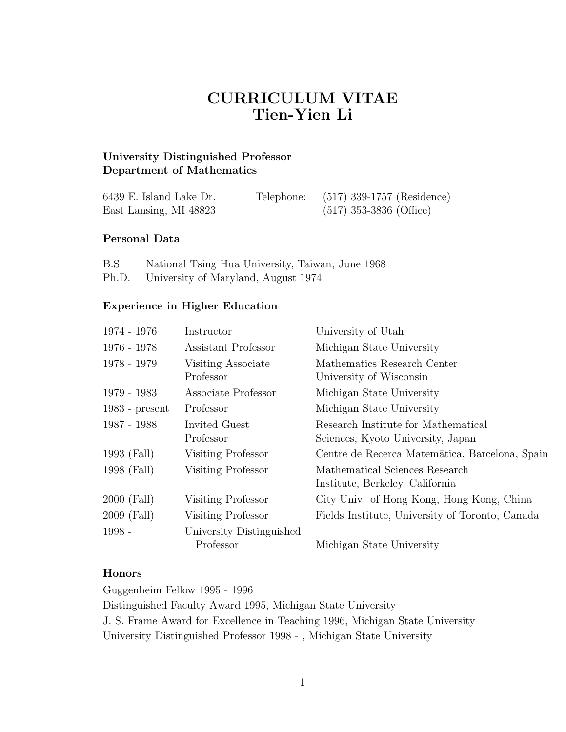# CURRICULUM VITAE
# Tien-Yien Li

**University Distinguished Professor**
**Department of Mathematics**

| | | |
|---|---|---|
| 6439 E. Island Lake Dr. | Telephone: | (517) 339-1757 (Residence) |
| East Lansing, MI 48823 | | (517) 353-3836 (Office) |

## Personal Data

B.S. National Tsing Hua University, Taiwan, June 1968
Ph.D. University of Maryland, August 1974

## Experience in Higher Education

| | | |
|---|---|---|
| 1974 - 1976 | Instructor | University of Utah |
| 1976 - 1978 | Assistant Professor | Michigan State University |
| 1978 - 1979 | Visiting Associate Professor | Mathematics Research Center University of Wisconsin |
| 1979 - 1983 | Associate Professor | Michigan State University |
| 1983 - present | Professor | Michigan State University |
| 1987 - 1988 | Invited Guest Professor | Research Institute for Mathematical Sciences, Kyoto University, Japan |
| 1993 (Fall) | Visiting Professor | Centre de Recerca Matemātica, Barcelona, Spain |
| 1998 (Fall) | Visiting Professor | Mathematical Sciences Research Institute, Berkeley, California |
| 2000 (Fall) | Visiting Professor | City Univ. of Hong Kong, Hong Kong, China |
| 2009 (Fall) | Visiting Professor | Fields Institute, University of Toronto, Canada |
| 1998 - | University Distinguished Professor | Michigan State University |

## Honors

Guggenheim Fellow 1995 - 1996
Distinguished Faculty Award 1995, Michigan State University
J. S. Frame Award for Excellence in Teaching 1996, Michigan State University
University Distinguished Professor 1998 - , Michigan State University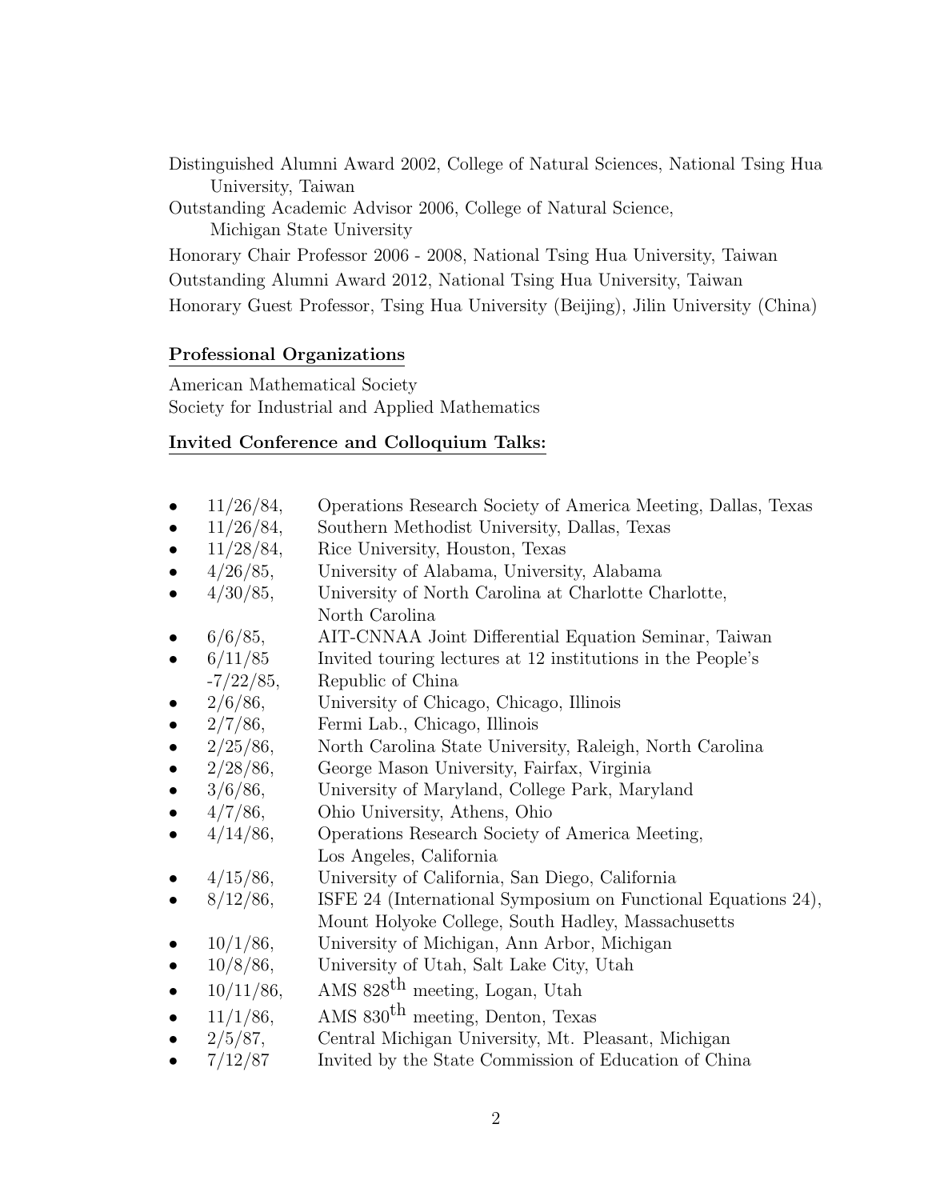Distinguished Alumni Award 2002, College of Natural Sciences, National Tsing Hua University, Taiwan

Outstanding Academic Advisor 2006, College of Natural Science, Michigan State University

Honorary Chair Professor 2006 - 2008, National Tsing Hua University, Taiwan

Outstanding Alumni Award 2012, National Tsing Hua University, Taiwan

Honorary Guest Professor, Tsing Hua University (Beijing), Jilin University (China)

**Professional Organizations**

American Mathematical Society

Society for Industrial and Applied Mathematics

**Invited Conference and Colloquium Talks:**

- 11/26/84, Operations Research Society of America Meeting, Dallas, Texas
- 11/26/84, Southern Methodist University, Dallas, Texas
- 11/28/84, Rice University, Houston, Texas
- 4/26/85, University of Alabama, University, Alabama
- 4/30/85, University of North Carolina at Charlotte Charlotte, North Carolina
- 6/6/85, AIT-CNNAA Joint Differential Equation Seminar, Taiwan
- 6/11/85 -7/22/85, Invited touring lectures at 12 institutions in the People's Republic of China
- 2/6/86, University of Chicago, Chicago, Illinois
- 2/7/86, Fermi Lab., Chicago, Illinois
- 2/25/86, North Carolina State University, Raleigh, North Carolina
- 2/28/86, George Mason University, Fairfax, Virginia
- 3/6/86, University of Maryland, College Park, Maryland
- 4/7/86, Ohio University, Athens, Ohio
- 4/14/86, Operations Research Society of America Meeting, Los Angeles, California
- 4/15/86, University of California, San Diego, California
- 8/12/86, ISFE 24 (International Symposium on Functional Equations 24), Mount Holyoke College, South Hadley, Massachusetts
- 10/1/86, University of Michigan, Ann Arbor, Michigan
- 10/8/86, University of Utah, Salt Lake City, Utah
- 10/11/86, AMS 828th meeting, Logan, Utah
- 11/1/86, AMS 830th meeting, Denton, Texas
- 2/5/87, Central Michigan University, Mt. Pleasant, Michigan
- 7/12/87 Invited by the State Commission of Education of China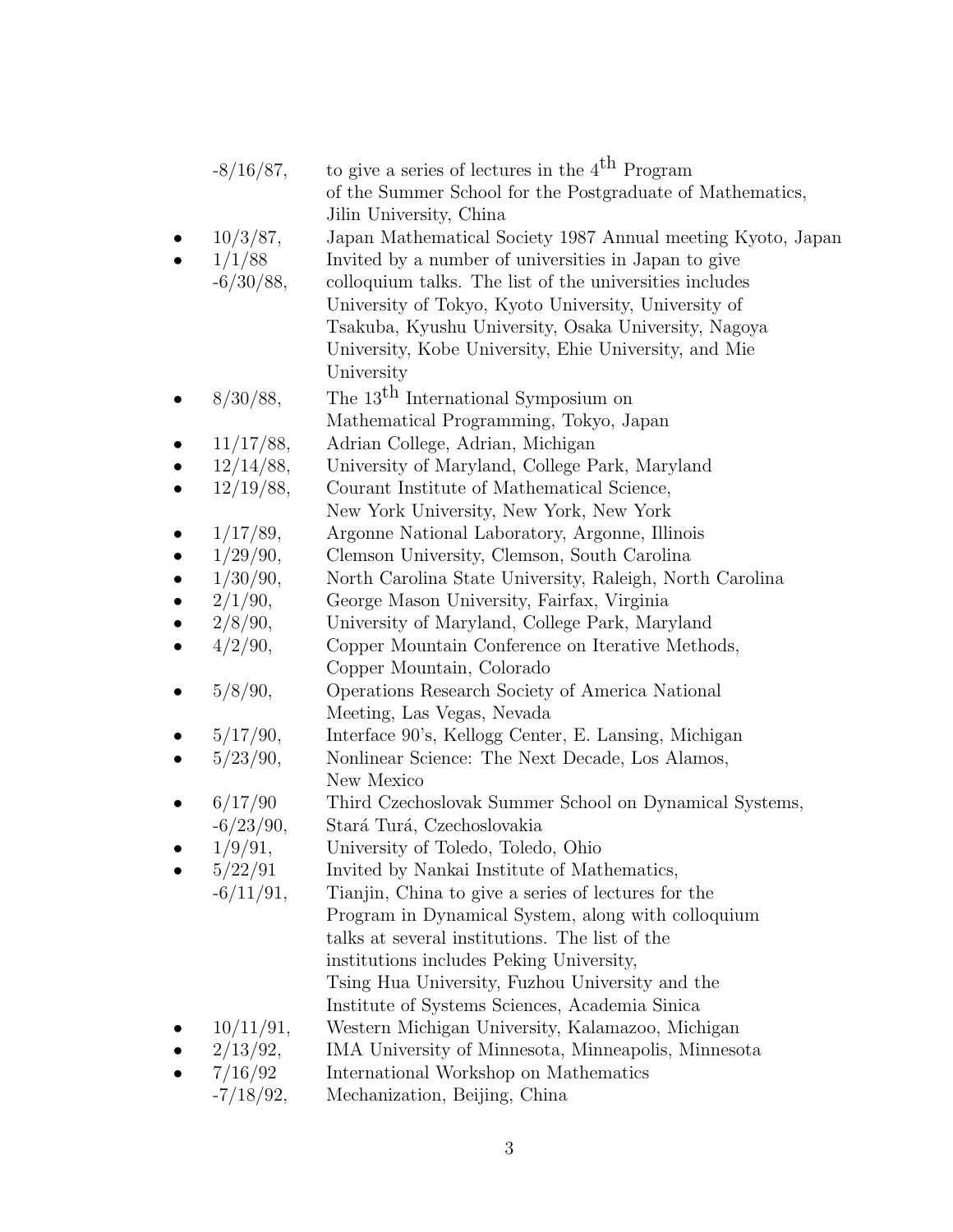-8/16/87, to give a series of lectures in the 4th Program of the Summer School for the Postgraduate of Mathematics, Jilin University, China

- 10/3/87, Japan Mathematical Society 1987 Annual meeting Kyoto, Japan
- 1/1/88 -6/30/88, Invited by a number of universities in Japan to give colloquium talks. The list of the universities includes University of Tokyo, Kyoto University, University of Tsakuba, Kyushu University, Osaka University, Nagoya University, Kobe University, Ehie University, and Mie University
- 8/30/88, The 13th International Symposium on Mathematical Programming, Tokyo, Japan
- 11/17/88, Adrian College, Adrian, Michigan
- 12/14/88, University of Maryland, College Park, Maryland
- 12/19/88, Courant Institute of Mathematical Science, New York University, New York, New York
- 1/17/89, Argonne National Laboratory, Argonne, Illinois
- 1/29/90, Clemson University, Clemson, South Carolina
- 1/30/90, North Carolina State University, Raleigh, North Carolina
- 2/1/90, George Mason University, Fairfax, Virginia
- 2/8/90, University of Maryland, College Park, Maryland
- 4/2/90, Copper Mountain Conference on Iterative Methods, Copper Mountain, Colorado
- 5/8/90, Operations Research Society of America National Meeting, Las Vegas, Nevada
- 5/17/90, Interface 90's, Kellogg Center, E. Lansing, Michigan
- 5/23/90, Nonlinear Science: The Next Decade, Los Alamos, New Mexico
- 6/17/90 -6/23/90, Third Czechoslovak Summer School on Dynamical Systems, Stará Turá, Czechoslovakia
- 1/9/91, University of Toledo, Toledo, Ohio
- 5/22/91 -6/11/91, Invited by Nankai Institute of Mathematics, Tianjin, China to give a series of lectures for the Program in Dynamical System, along with colloquium talks at several institutions. The list of the institutions includes Peking University, Tsing Hua University, Fuzhou University and the Institute of Systems Sciences, Academia Sinica
- 10/11/91, Western Michigan University, Kalamazoo, Michigan
- 2/13/92, IMA University of Minnesota, Minneapolis, Minnesota
- 7/16/92 -7/18/92, International Workshop on Mathematics Mechanization, Beijing, China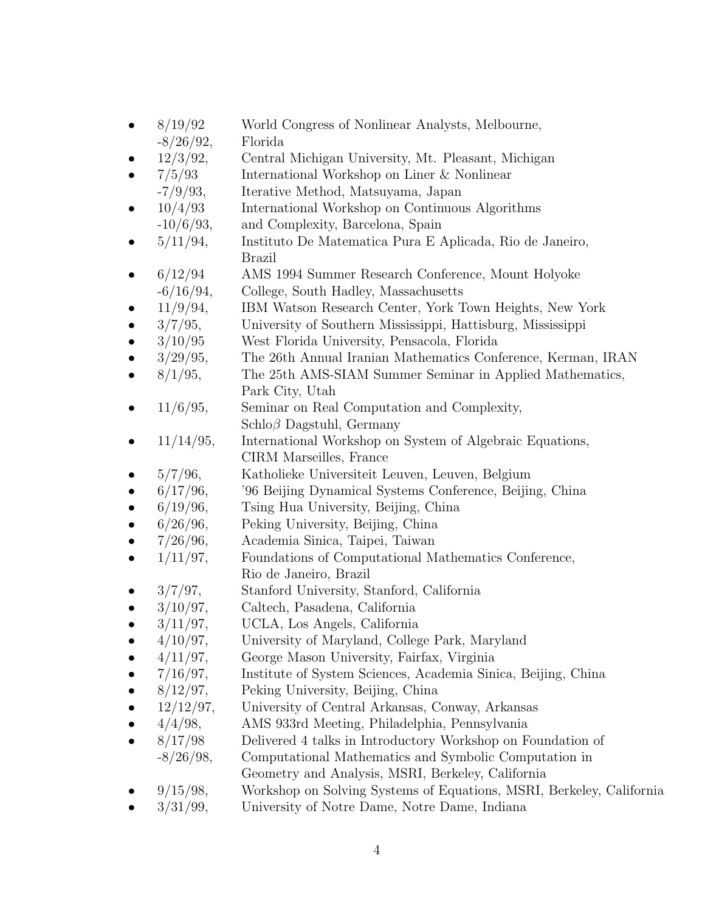- 8/19/92 -8/26/92, World Congress of Nonlinear Analysts, Melbourne, Florida
- 12/3/92, Central Michigan University, Mt. Pleasant, Michigan
- 7/5/93 -7/9/93, International Workshop on Liner & Nonlinear Iterative Method, Matsuyama, Japan
- 10/4/93 -10/6/93, International Workshop on Continuous Algorithms and Complexity, Barcelona, Spain
- 5/11/94, Instituto De Matematica Pura E Aplicada, Rio de Janeiro, Brazil
- 6/12/94 -6/16/94, AMS 1994 Summer Research Conference, Mount Holyoke College, South Hadley, Massachusetts
- 11/9/94, IBM Watson Research Center, York Town Heights, New York
- 3/7/95, University of Southern Mississippi, Hattisburg, Mississippi
- 3/10/95 West Florida University, Pensacola, Florida
- 3/29/95, The 26th Annual Iranian Mathematics Conference, Kerman, IRAN
- 8/1/95, The 25th AMS-SIAM Summer Seminar in Applied Mathematics, Park City, Utah
- 11/6/95, Seminar on Real Computation and Complexity, Schlo$\beta$ Dagstuhl, Germany
- 11/14/95, International Workshop on System of Algebraic Equations, CIRM Marseilles, France
- 5/7/96, Katholieke Universiteit Leuven, Leuven, Belgium
- 6/17/96, '96 Beijing Dynamical Systems Conference, Beijing, China
- 6/19/96, Tsing Hua University, Beijing, China
- 6/26/96, Peking University, Beijing, China
- 7/26/96, Academia Sinica, Taipei, Taiwan
- 1/11/97, Foundations of Computational Mathematics Conference, Rio de Janeiro, Brazil
- 3/7/97, Stanford University, Stanford, California
- 3/10/97, Caltech, Pasadena, California
- 3/11/97, UCLA, Los Angels, California
- 4/10/97, University of Maryland, College Park, Maryland
- 4/11/97, George Mason University, Fairfax, Virginia
- 7/16/97, Institute of System Sciences, Academia Sinica, Beijing, China
- 8/12/97, Peking University, Beijing, China
- 12/12/97, University of Central Arkansas, Conway, Arkansas
- 4/4/98, AMS 933rd Meeting, Philadelphia, Pennsylvania
- 8/17/98 -8/26/98, Delivered 4 talks in Introductory Workshop on Foundation of Computational Mathematics and Symbolic Computation in Geometry and Analysis, MSRI, Berkeley, California
- 9/15/98, Workshop on Solving Systems of Equations, MSRI, Berkeley, California
- 3/31/99, University of Notre Dame, Notre Dame, Indiana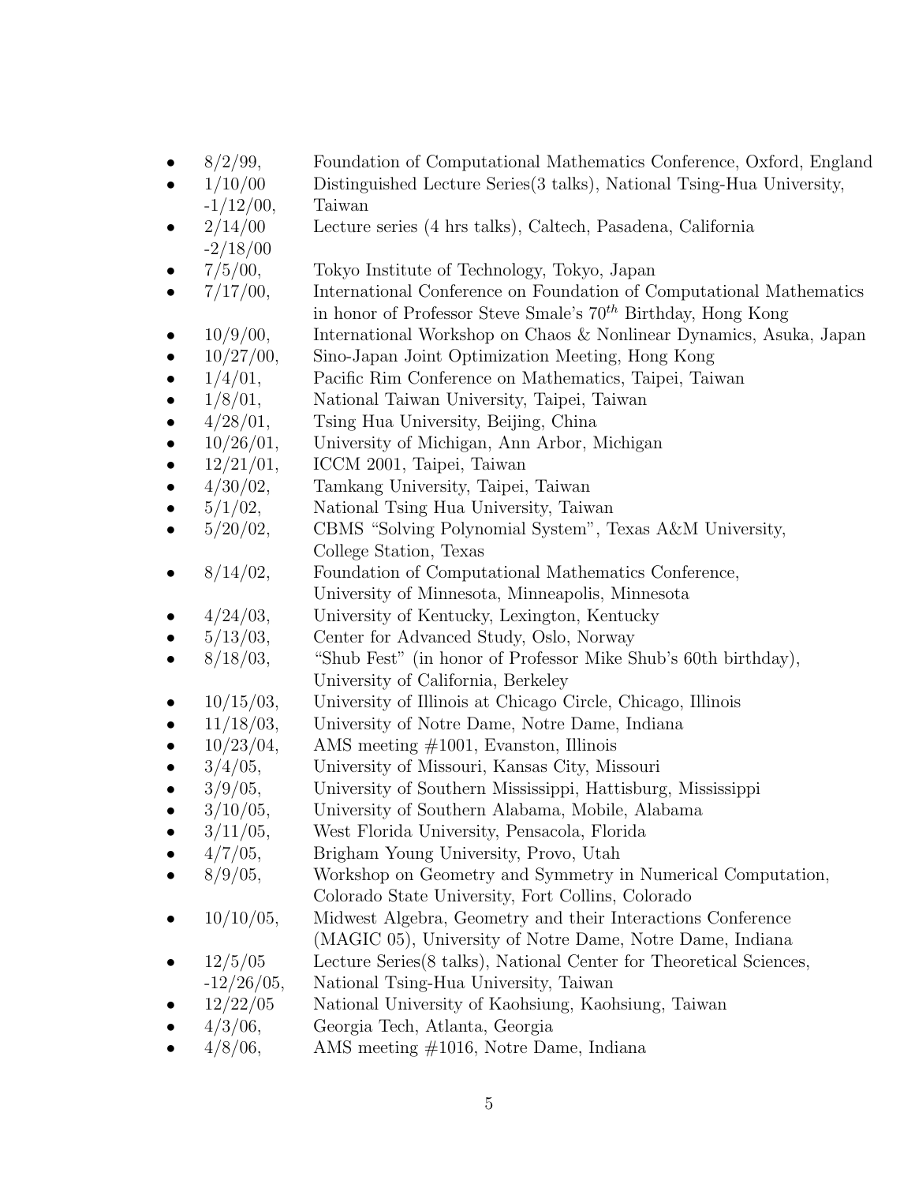- 8/2/99, Foundation of Computational Mathematics Conference, Oxford, England
- 1/10/00 -1/12/00, Distinguished Lecture Series(3 talks), National Tsing-Hua University, Taiwan
- 2/14/00 -2/18/00 Lecture series (4 hrs talks), Caltech, Pasadena, California
- 7/5/00, Tokyo Institute of Technology, Tokyo, Japan
- 7/17/00, International Conference on Foundation of Computational Mathematics in honor of Professor Steve Smale's $70^{th}$ Birthday, Hong Kong
- 10/9/00, International Workshop on Chaos & Nonlinear Dynamics, Asuka, Japan
- 10/27/00, Sino-Japan Joint Optimization Meeting, Hong Kong
- 1/4/01, Pacific Rim Conference on Mathematics, Taipei, Taiwan
- 1/8/01, National Taiwan University, Taipei, Taiwan
- 4/28/01, Tsing Hua University, Beijing, China
- 10/26/01, University of Michigan, Ann Arbor, Michigan
- 12/21/01, ICCM 2001, Taipei, Taiwan
- 4/30/02, Tamkang University, Taipei, Taiwan
- 5/1/02, National Tsing Hua University, Taiwan
- 5/20/02, CBMS "Solving Polynomial System", Texas A&M University, College Station, Texas
- 8/14/02, Foundation of Computational Mathematics Conference, University of Minnesota, Minneapolis, Minnesota
- 4/24/03, University of Kentucky, Lexington, Kentucky
- 5/13/03, Center for Advanced Study, Oslo, Norway
- 8/18/03, "Shub Fest" (in honor of Professor Mike Shub's 60th birthday), University of California, Berkeley
- 10/15/03, University of Illinois at Chicago Circle, Chicago, Illinois
- 11/18/03, University of Notre Dame, Notre Dame, Indiana
- 10/23/04, AMS meeting #1001, Evanston, Illinois
- 3/4/05, University of Missouri, Kansas City, Missouri
- 3/9/05, University of Southern Mississippi, Hattisburg, Mississippi
- 3/10/05, University of Southern Alabama, Mobile, Alabama
- 3/11/05, West Florida University, Pensacola, Florida
- 4/7/05, Brigham Young University, Provo, Utah
- 8/9/05, Workshop on Geometry and Symmetry in Numerical Computation, Colorado State University, Fort Collins, Colorado
- 10/10/05, Midwest Algebra, Geometry and their Interactions Conference (MAGIC 05), University of Notre Dame, Notre Dame, Indiana
- 12/5/05 -12/26/05, Lecture Series(8 talks), National Center for Theoretical Sciences, National Tsing-Hua University, Taiwan
- 12/22/05 National University of Kaohsiung, Kaohsiung, Taiwan
- 4/3/06, Georgia Tech, Atlanta, Georgia
- 4/8/06, AMS meeting #1016, Notre Dame, Indiana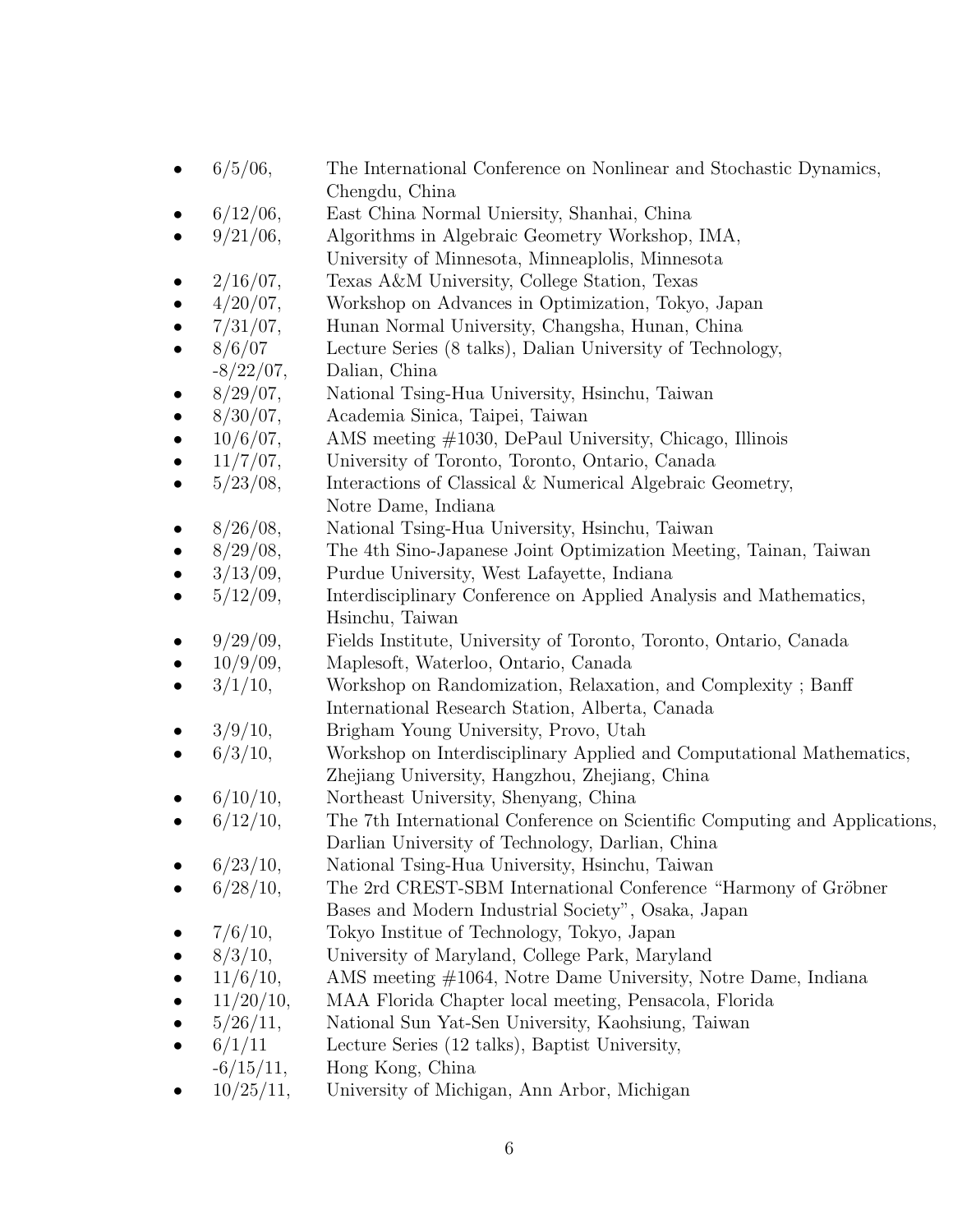- 6/5/06, The International Conference on Nonlinear and Stochastic Dynamics, Chengdu, China
- 6/12/06, East China Normal Uniersity, Shanhai, China
- 9/21/06, Algorithms in Algebraic Geometry Workshop, IMA, University of Minnesota, Minneaplolis, Minnesota
- 2/16/07, Texas A&M University, College Station, Texas
- 4/20/07, Workshop on Advances in Optimization, Tokyo, Japan
- 7/31/07, Hunan Normal University, Changsha, Hunan, China
- 8/6/07 -8/22/07, Lecture Series (8 talks), Dalian University of Technology, Dalian, China
- 8/29/07, National Tsing-Hua University, Hsinchu, Taiwan
- 8/30/07, Academia Sinica, Taipei, Taiwan
- 10/6/07, AMS meeting #1030, DePaul University, Chicago, Illinois
- 11/7/07, University of Toronto, Toronto, Ontario, Canada
- 5/23/08, Interactions of Classical & Numerical Algebraic Geometry, Notre Dame, Indiana
- 8/26/08, National Tsing-Hua University, Hsinchu, Taiwan
- 8/29/08, The 4th Sino-Japanese Joint Optimization Meeting, Tainan, Taiwan
- 3/13/09, Purdue University, West Lafayette, Indiana
- 5/12/09, Interdisciplinary Conference on Applied Analysis and Mathematics, Hsinchu, Taiwan
- 9/29/09, Fields Institute, University of Toronto, Toronto, Ontario, Canada
- 10/9/09, Maplesoft, Waterloo, Ontario, Canada
- 3/1/10, Workshop on Randomization, Relaxation, and Complexity ; Banff International Research Station, Alberta, Canada
- 3/9/10, Brigham Young University, Provo, Utah
- 6/3/10, Workshop on Interdisciplinary Applied and Computational Mathematics, Zhejiang University, Hangzhou, Zhejiang, China
- 6/10/10, Northeast University, Shenyang, China
- 6/12/10, The 7th International Conference on Scientific Computing and Applications, Darlian University of Technology, Darlian, China
- 6/23/10, National Tsing-Hua University, Hsinchu, Taiwan
- 6/28/10, The 2rd CREST-SBM International Conference "Harmony of Gröbner Bases and Modern Industrial Society", Osaka, Japan
- 7/6/10, Tokyo Institue of Technology, Tokyo, Japan
- 8/3/10, University of Maryland, College Park, Maryland
- 11/6/10, AMS meeting #1064, Notre Dame University, Notre Dame, Indiana
- 11/20/10, MAA Florida Chapter local meeting, Pensacola, Florida
- 5/26/11, National Sun Yat-Sen University, Kaohsiung, Taiwan
- 6/1/11 -6/15/11, Lecture Series (12 talks), Baptist University, Hong Kong, China
- 10/25/11, University of Michigan, Ann Arbor, Michigan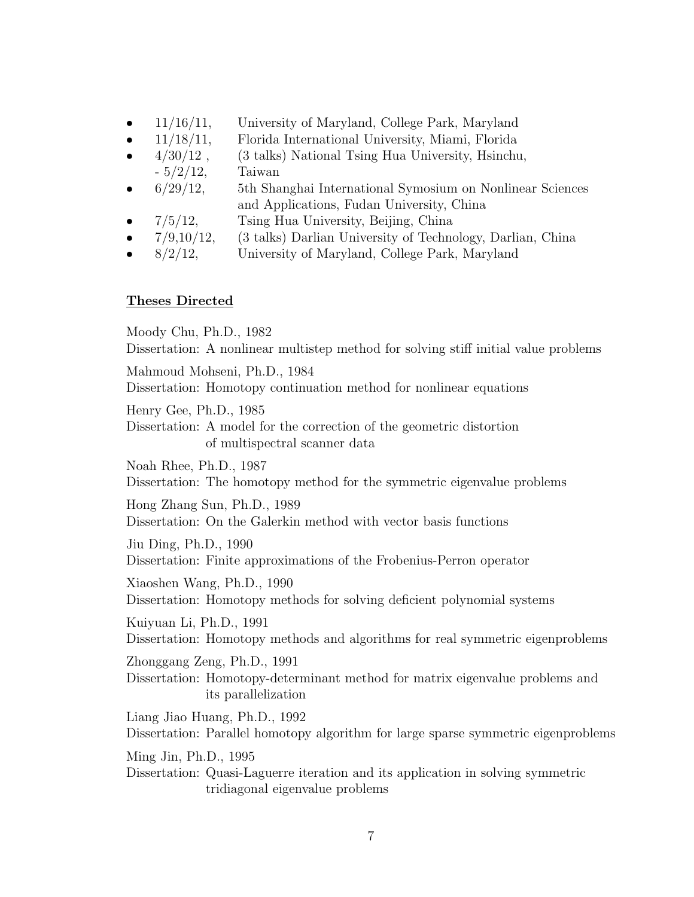- 11/16/11, University of Maryland, College Park, Maryland
- 11/18/11, Florida International University, Miami, Florida
- 4/30/12 , - 5/2/12, (3 talks) National Tsing Hua University, Hsinchu, Taiwan
- 6/29/12, 5th Shanghai International Symosium on Nonlinear Sciences and Applications, Fudan University, China
- 7/5/12, Tsing Hua University, Beijing, China
- 7/9,10/12, (3 talks) Darlian University of Technology, Darlian, China
- 8/2/12, University of Maryland, College Park, Maryland

**Theses Directed**

Moody Chu, Ph.D., 1982
Dissertation: A nonlinear multistep method for solving stiff initial value problems

Mahmoud Mohseni, Ph.D., 1984
Dissertation: Homotopy continuation method for nonlinear equations

Henry Gee, Ph.D., 1985
Dissertation: A model for the correction of the geometric distortion of multispectral scanner data

Noah Rhee, Ph.D., 1987
Dissertation: The homotopy method for the symmetric eigenvalue problems

Hong Zhang Sun, Ph.D., 1989
Dissertation: On the Galerkin method with vector basis functions

Jiu Ding, Ph.D., 1990
Dissertation: Finite approximations of the Frobenius-Perron operator

Xiaoshen Wang, Ph.D., 1990
Dissertation: Homotopy methods for solving deficient polynomial systems

Kuiyuan Li, Ph.D., 1991
Dissertation: Homotopy methods and algorithms for real symmetric eigenproblems

Zhonggang Zeng, Ph.D., 1991
Dissertation: Homotopy-determinant method for matrix eigenvalue problems and its parallelization

Liang Jiao Huang, Ph.D., 1992
Dissertation: Parallel homotopy algorithm for large sparse symmetric eigenproblems

Ming Jin, Ph.D., 1995
Dissertation: Quasi-Laguerre iteration and its application in solving symmetric tridiagonal eigenvalue problems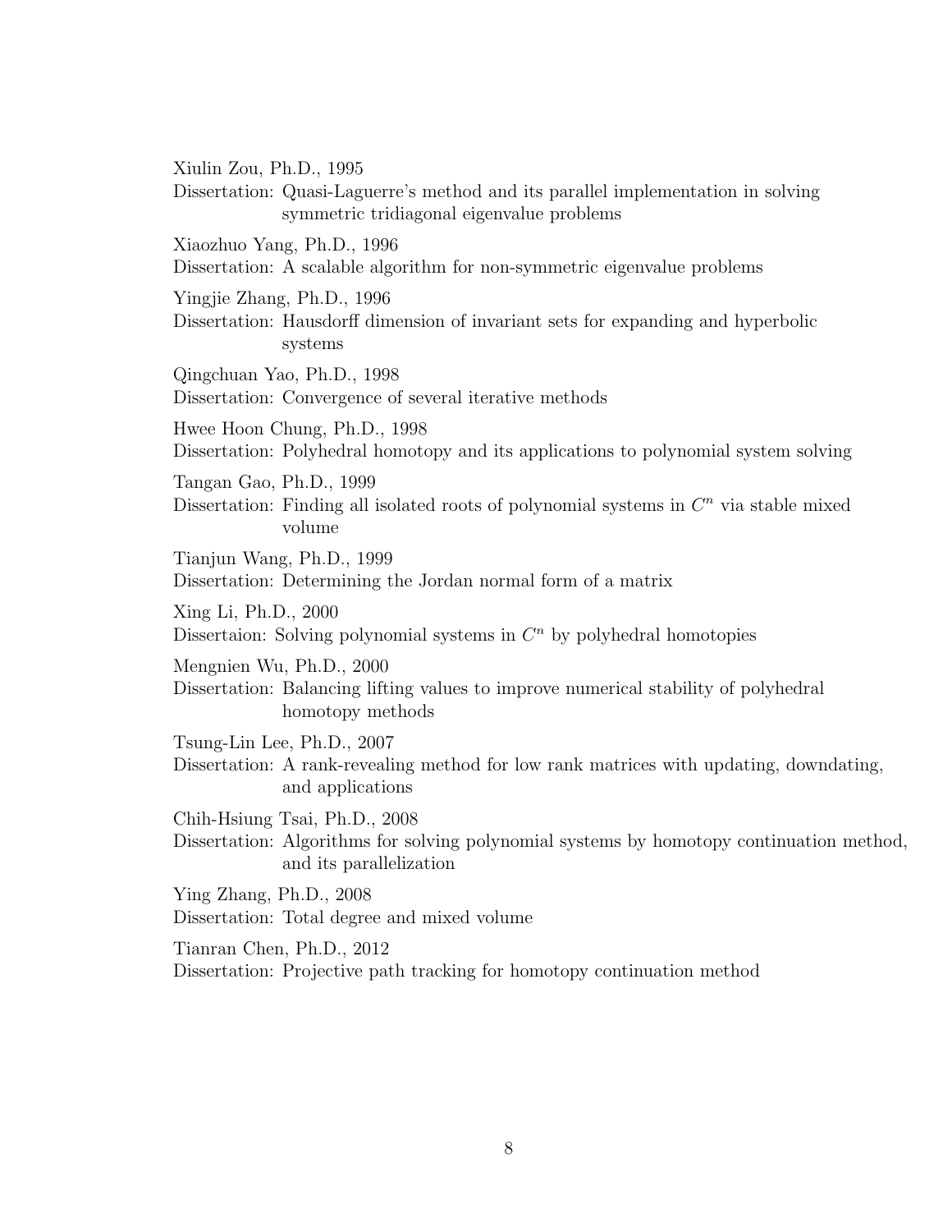Xiulin Zou, Ph.D., 1995
Dissertation: Quasi-Laguerre's method and its parallel implementation in solving symmetric tridiagonal eigenvalue problems

Xiaozhuo Yang, Ph.D., 1996
Dissertation: A scalable algorithm for non-symmetric eigenvalue problems

Yingjie Zhang, Ph.D., 1996
Dissertation: Hausdorff dimension of invariant sets for expanding and hyperbolic systems

Qingchuan Yao, Ph.D., 1998
Dissertation: Convergence of several iterative methods

Hwee Hoon Chung, Ph.D., 1998
Dissertation: Polyhedral homotopy and its applications to polynomial system solving

Tangan Gao, Ph.D., 1999
Dissertation: Finding all isolated roots of polynomial systems in $C^n$ via stable mixed volume

Tianjun Wang, Ph.D., 1999
Dissertation: Determining the Jordan normal form of a matrix

Xing Li, Ph.D., 2000
Dissertaion: Solving polynomial systems in $C^n$ by polyhedral homotopies

Mengnien Wu, Ph.D., 2000
Dissertation: Balancing lifting values to improve numerical stability of polyhedral homotopy methods

Tsung-Lin Lee, Ph.D., 2007
Dissertation: A rank-revealing method for low rank matrices with updating, downdating, and applications

Chih-Hsiung Tsai, Ph.D., 2008
Dissertation: Algorithms for solving polynomial systems by homotopy continuation method, and its parallelization

Ying Zhang, Ph.D., 2008
Dissertation: Total degree and mixed volume

Tianran Chen, Ph.D., 2012
Dissertation: Projective path tracking for homotopy continuation method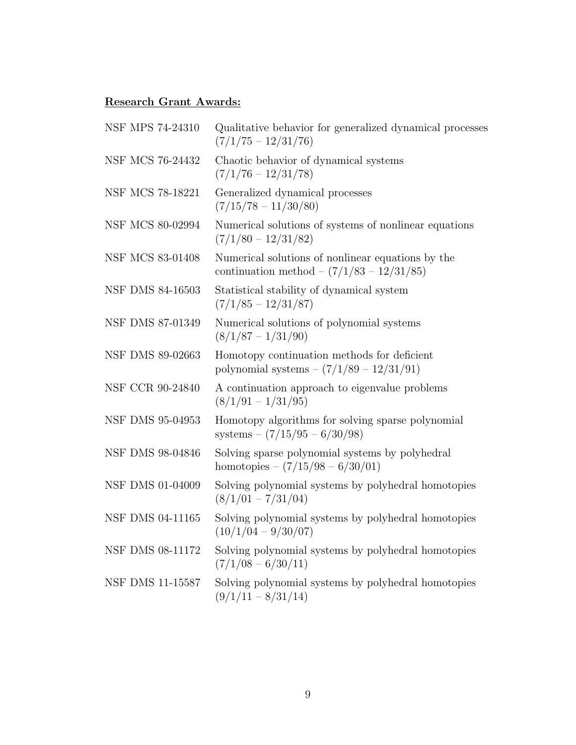**Research Grant Awards:**

| | |
|---|---|
| NSF MPS 74-24310 | Qualitative behavior for generalized dynamical processes (7/1/75 – 12/31/76) |
| NSF MCS 76-24432 | Chaotic behavior of dynamical systems (7/1/76 – 12/31/78) |
| NSF MCS 78-18221 | Generalized dynamical processes (7/15/78 – 11/30/80) |
| NSF MCS 80-02994 | Numerical solutions of systems of nonlinear equations (7/1/80 – 12/31/82) |
| NSF MCS 83-01408 | Numerical solutions of nonlinear equations by the continuation method – (7/1/83 – 12/31/85) |
| NSF DMS 84-16503 | Statistical stability of dynamical system (7/1/85 – 12/31/87) |
| NSF DMS 87-01349 | Numerical solutions of polynomial systems (8/1/87 – 1/31/90) |
| NSF DMS 89-02663 | Homotopy continuation methods for deficient polynomial systems – (7/1/89 – 12/31/91) |
| NSF CCR 90-24840 | A continuation approach to eigenvalue problems (8/1/91 – 1/31/95) |
| NSF DMS 95-04953 | Homotopy algorithms for solving sparse polynomial systems – (7/15/95 – 6/30/98) |
| NSF DMS 98-04846 | Solving sparse polynomial systems by polyhedral homotopies – (7/15/98 – 6/30/01) |
| NSF DMS 01-04009 | Solving polynomial systems by polyhedral homotopies (8/1/01 – 7/31/04) |
| NSF DMS 04-11165 | Solving polynomial systems by polyhedral homotopies (10/1/04 – 9/30/07) |
| NSF DMS 08-11172 | Solving polynomial systems by polyhedral homotopies (7/1/08 – 6/30/11) |
| NSF DMS 11-15587 | Solving polynomial systems by polyhedral homotopies (9/1/11 – 8/31/14) |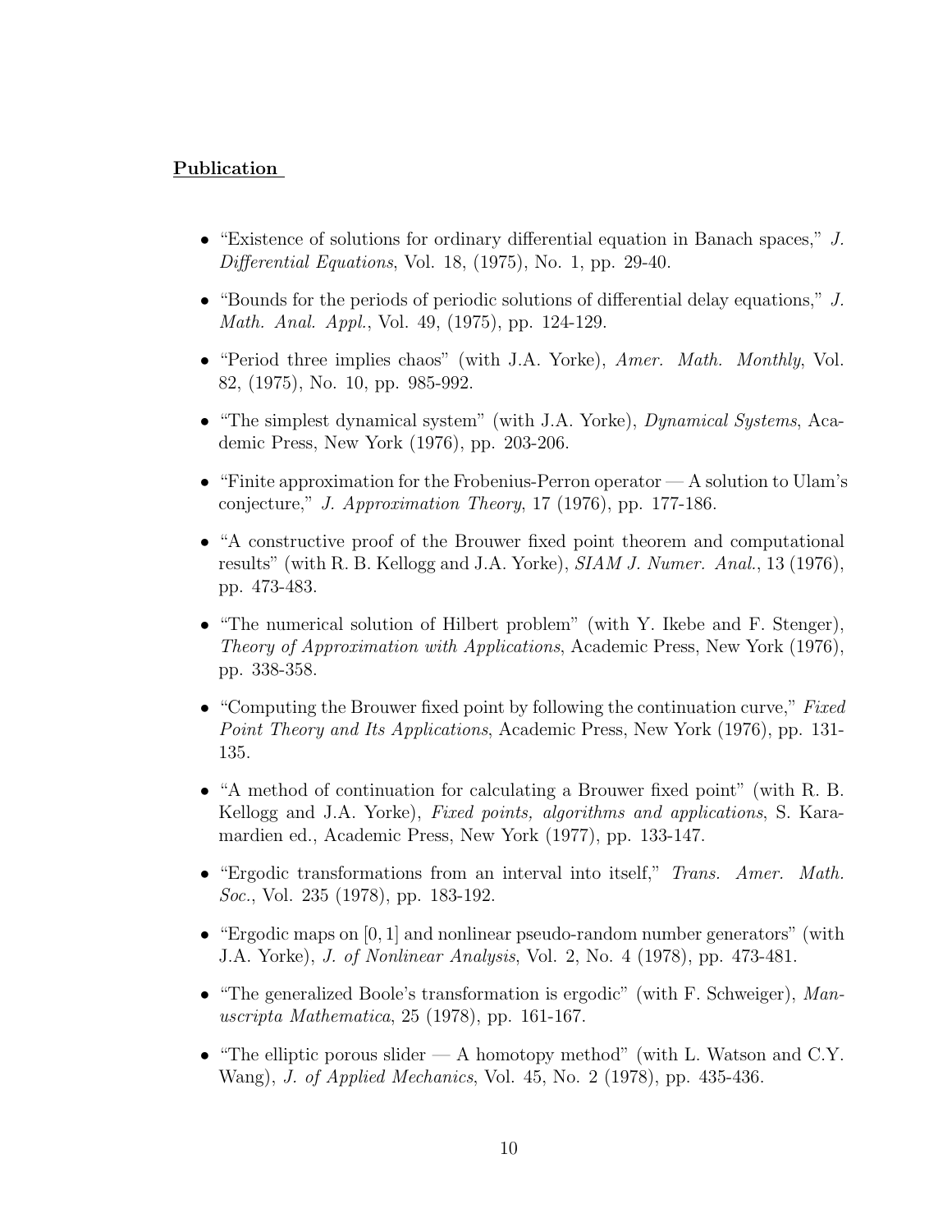**Publication**

- "Existence of solutions for ordinary differential equation in Banach spaces," *J. Differential Equations*, Vol. 18, (1975), No. 1, pp. 29-40.

- "Bounds for the periods of periodic solutions of differential delay equations," *J. Math. Anal. Appl.*, Vol. 49, (1975), pp. 124-129.

- "Period three implies chaos" (with J.A. Yorke), *Amer. Math. Monthly*, Vol. 82, (1975), No. 10, pp. 985-992.

- "The simplest dynamical system" (with J.A. Yorke), *Dynamical Systems*, Academic Press, New York (1976), pp. 203-206.

- "Finite approximation for the Frobenius-Perron operator — A solution to Ulam's conjecture," *J. Approximation Theory*, 17 (1976), pp. 177-186.

- "A constructive proof of the Brouwer fixed point theorem and computational results" (with R. B. Kellogg and J.A. Yorke), *SIAM J. Numer. Anal.*, 13 (1976), pp. 473-483.

- "The numerical solution of Hilbert problem" (with Y. Ikebe and F. Stenger), *Theory of Approximation with Applications*, Academic Press, New York (1976), pp. 338-358.

- "Computing the Brouwer fixed point by following the continuation curve," *Fixed Point Theory and Its Applications*, Academic Press, New York (1976), pp. 131-135.

- "A method of continuation for calculating a Brouwer fixed point" (with R. B. Kellogg and J.A. Yorke), *Fixed points, algorithms and applications*, S. Karamardien ed., Academic Press, New York (1977), pp. 133-147.

- "Ergodic transformations from an interval into itself," *Trans. Amer. Math. Soc.*, Vol. 235 (1978), pp. 183-192.

- "Ergodic maps on $[0, 1]$ and nonlinear pseudo-random number generators" (with J.A. Yorke), *J. of Nonlinear Analysis*, Vol. 2, No. 4 (1978), pp. 473-481.

- "The generalized Boole's transformation is ergodic" (with F. Schweiger), *Manuscripta Mathematica*, 25 (1978), pp. 161-167.

- "The elliptic porous slider — A homotopy method" (with L. Watson and C.Y. Wang), *J. of Applied Mechanics*, Vol. 45, No. 2 (1978), pp. 435-436.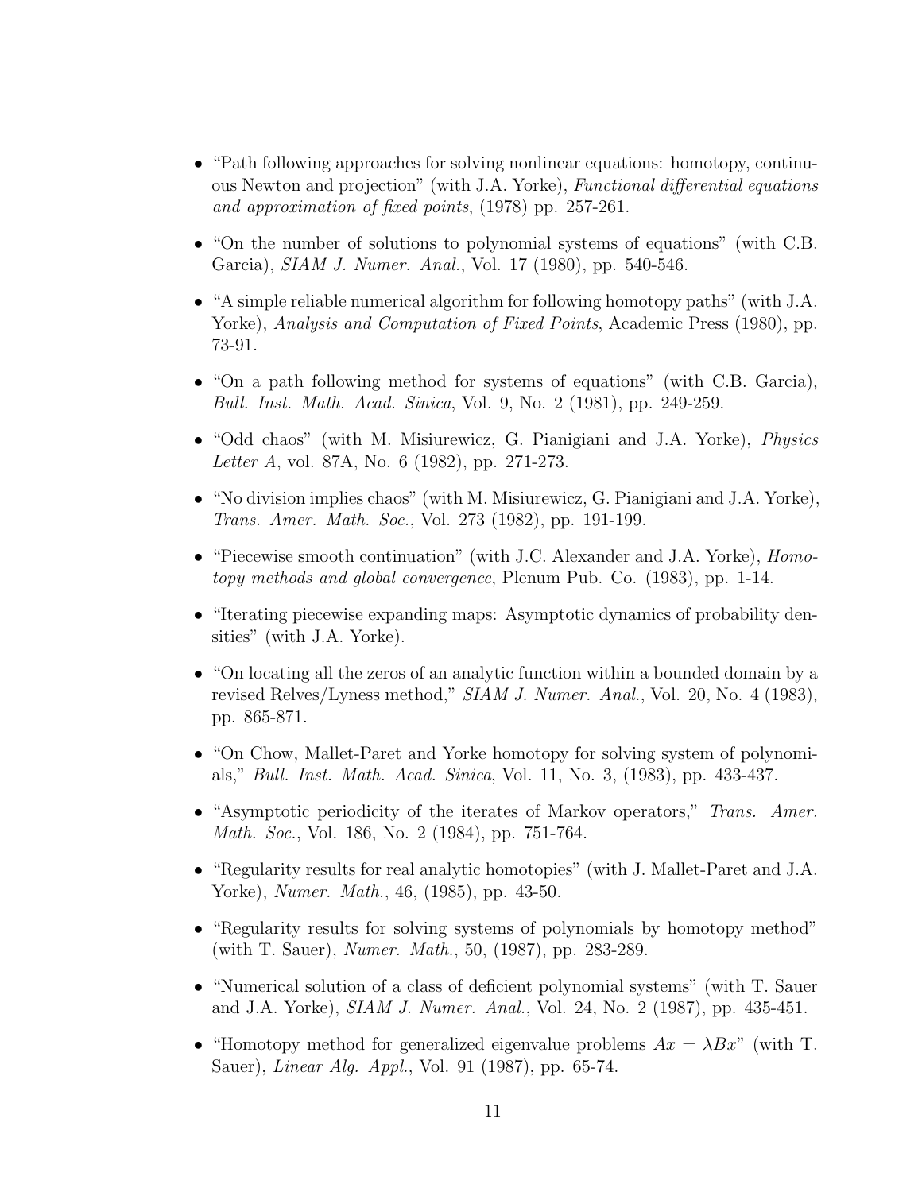- "Path following approaches for solving nonlinear equations: homotopy, continuous Newton and projection" (with J.A. Yorke), *Functional differential equations and approximation of fixed points*, (1978) pp. 257-261.

- "On the number of solutions to polynomial systems of equations" (with C.B. Garcia), *SIAM J. Numer. Anal.*, Vol. 17 (1980), pp. 540-546.

- "A simple reliable numerical algorithm for following homotopy paths" (with J.A. Yorke), *Analysis and Computation of Fixed Points*, Academic Press (1980), pp. 73-91.

- "On a path following method for systems of equations" (with C.B. Garcia), *Bull. Inst. Math. Acad. Sinica*, Vol. 9, No. 2 (1981), pp. 249-259.

- "Odd chaos" (with M. Misiurewicz, G. Pianigiani and J.A. Yorke), *Physics Letter A*, vol. 87A, No. 6 (1982), pp. 271-273.

- "No division implies chaos" (with M. Misiurewicz, G. Pianigiani and J.A. Yorke), *Trans. Amer. Math. Soc.*, Vol. 273 (1982), pp. 191-199.

- "Piecewise smooth continuation" (with J.C. Alexander and J.A. Yorke), *Homotopy methods and global convergence*, Plenum Pub. Co. (1983), pp. 1-14.

- "Iterating piecewise expanding maps: Asymptotic dynamics of probability densities" (with J.A. Yorke).

- "On locating all the zeros of an analytic function within a bounded domain by a revised Relves/Lyness method," *SIAM J. Numer. Anal.*, Vol. 20, No. 4 (1983), pp. 865-871.

- "On Chow, Mallet-Paret and Yorke homotopy for solving system of polynomials," *Bull. Inst. Math. Acad. Sinica*, Vol. 11, No. 3, (1983), pp. 433-437.

- "Asymptotic periodicity of the iterates of Markov operators," *Trans. Amer. Math. Soc.*, Vol. 186, No. 2 (1984), pp. 751-764.

- "Regularity results for real analytic homotopies" (with J. Mallet-Paret and J.A. Yorke), *Numer. Math.*, 46, (1985), pp. 43-50.

- "Regularity results for solving systems of polynomials by homotopy method" (with T. Sauer), *Numer. Math.*, 50, (1987), pp. 283-289.

- "Numerical solution of a class of deficient polynomial systems" (with T. Sauer and J.A. Yorke), *SIAM J. Numer. Anal.*, Vol. 24, No. 2 (1987), pp. 435-451.

- "Homotopy method for generalized eigenvalue problems $Ax = \lambda Bx$" (with T. Sauer), *Linear Alg. Appl.*, Vol. 91 (1987), pp. 65-74.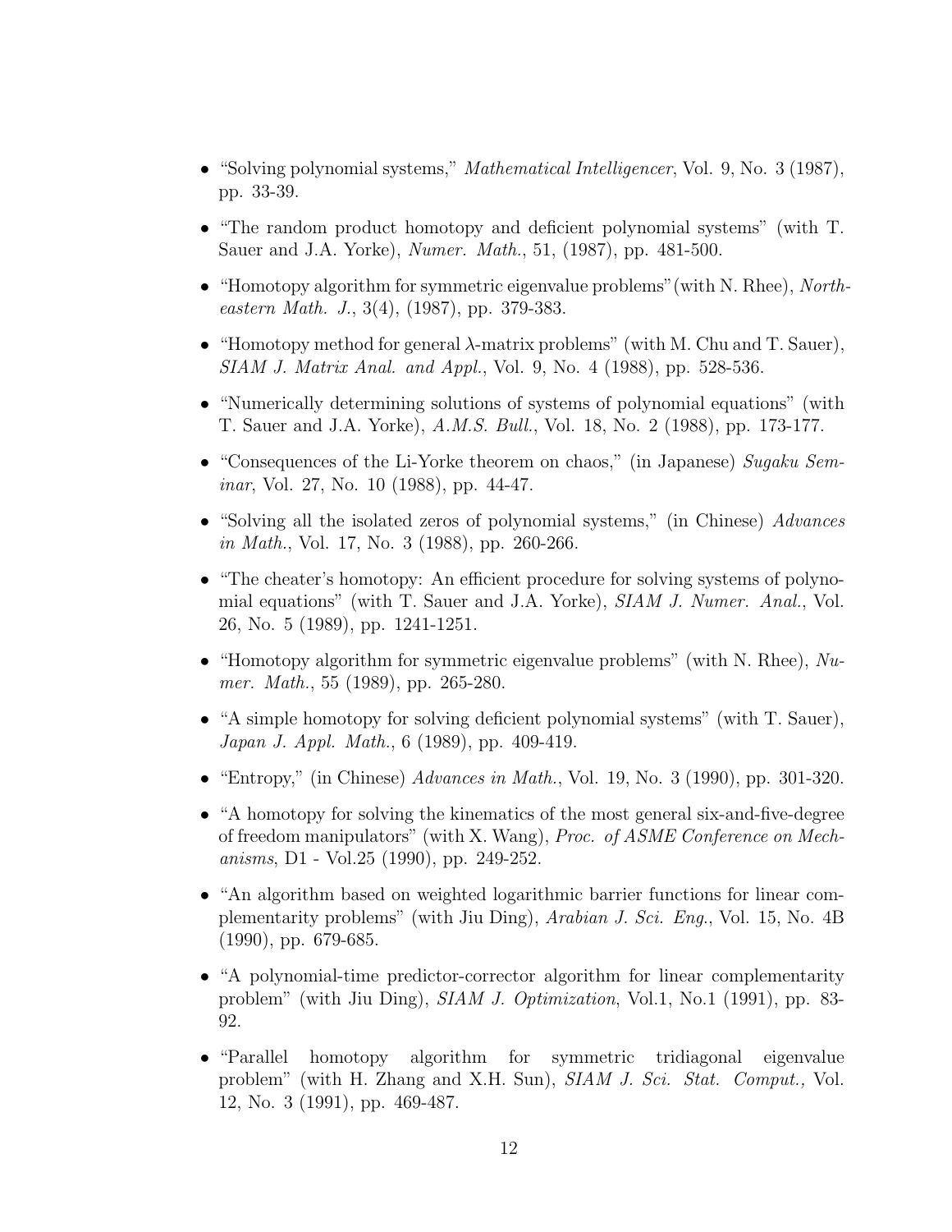- “Solving polynomial systems,” *Mathematical Intelligencer*, Vol. 9, No. 3 (1987), pp. 33-39.

- “The random product homotopy and deficient polynomial systems” (with T. Sauer and J.A. Yorke), *Numer. Math.*, 51, (1987), pp. 481-500.

- “Homotopy algorithm for symmetric eigenvalue problems”(with N. Rhee), *Northeastern Math. J.*, 3(4), (1987), pp. 379-383.

- “Homotopy method for general $\lambda$-matrix problems” (with M. Chu and T. Sauer), *SIAM J. Matrix Anal. and Appl.*, Vol. 9, No. 4 (1988), pp. 528-536.

- “Numerically determining solutions of systems of polynomial equations” (with T. Sauer and J.A. Yorke), *A.M.S. Bull.*, Vol. 18, No. 2 (1988), pp. 173-177.

- “Consequences of the Li-Yorke theorem on chaos,” (in Japanese) *Sugaku Seminar*, Vol. 27, No. 10 (1988), pp. 44-47.

- “Solving all the isolated zeros of polynomial systems,” (in Chinese) *Advances in Math.*, Vol. 17, No. 3 (1988), pp. 260-266.

- “The cheater’s homotopy: An efficient procedure for solving systems of polynomial equations” (with T. Sauer and J.A. Yorke), *SIAM J. Numer. Anal.*, Vol. 26, No. 5 (1989), pp. 1241-1251.

- “Homotopy algorithm for symmetric eigenvalue problems” (with N. Rhee), *Numer. Math.*, 55 (1989), pp. 265-280.

- “A simple homotopy for solving deficient polynomial systems” (with T. Sauer), *Japan J. Appl. Math.*, 6 (1989), pp. 409-419.

- “Entropy,” (in Chinese) *Advances in Math.*, Vol. 19, No. 3 (1990), pp. 301-320.

- “A homotopy for solving the kinematics of the most general six-and-five-degree of freedom manipulators” (with X. Wang), *Proc. of ASME Conference on Mechanisms*, D1 - Vol.25 (1990), pp. 249-252.

- “An algorithm based on weighted logarithmic barrier functions for linear complementarity problems” (with Jiu Ding), *Arabian J. Sci. Eng.*, Vol. 15, No. 4B (1990), pp. 679-685.

- “A polynomial-time predictor-corrector algorithm for linear complementarity problem” (with Jiu Ding), *SIAM J. Optimization*, Vol.1, No.1 (1991), pp. 83-92.

- “Parallel homotopy algorithm for symmetric tridiagonal eigenvalue problem” (with H. Zhang and X.H. Sun), *SIAM J. Sci. Stat. Comput.,* Vol. 12, No. 3 (1991), pp. 469-487.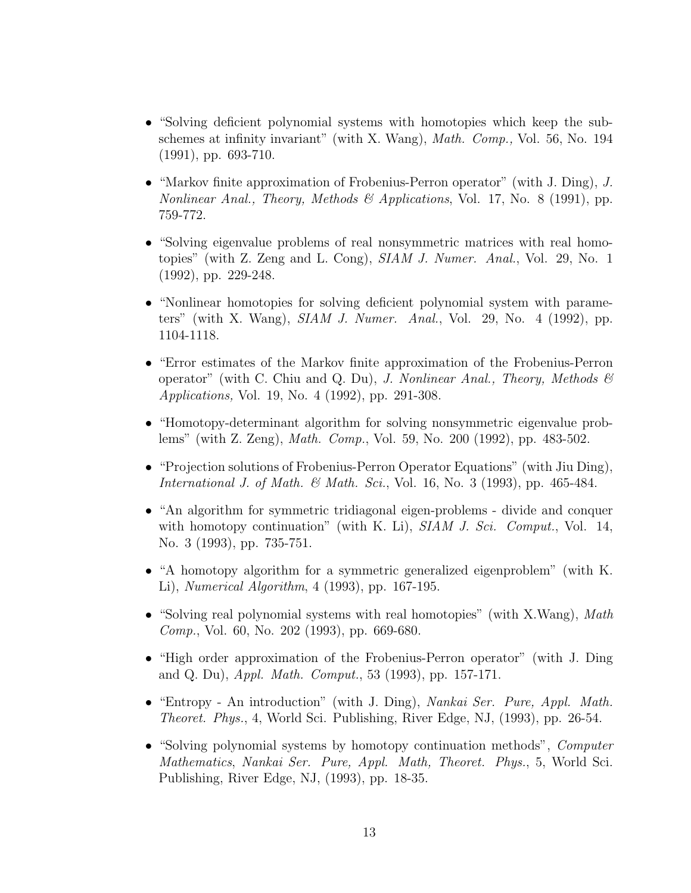- "Solving deficient polynomial systems with homotopies which keep the subschemes at infinity invariant" (with X. Wang), *Math. Comp.,* Vol. 56, No. 194 (1991), pp. 693-710.

- "Markov finite approximation of Frobenius-Perron operator" (with J. Ding), *J. Nonlinear Anal., Theory, Methods & Applications*, Vol. 17, No. 8 (1991), pp. 759-772.

- "Solving eigenvalue problems of real nonsymmetric matrices with real homotopies" (with Z. Zeng and L. Cong), *SIAM J. Numer. Anal.*, Vol. 29, No. 1 (1992), pp. 229-248.

- "Nonlinear homotopies for solving deficient polynomial system with parameters" (with X. Wang), *SIAM J. Numer. Anal.*, Vol. 29, No. 4 (1992), pp. 1104-1118.

- "Error estimates of the Markov finite approximation of the Frobenius-Perron operator" (with C. Chiu and Q. Du), *J. Nonlinear Anal., Theory, Methods & Applications,* Vol. 19, No. 4 (1992), pp. 291-308.

- "Homotopy-determinant algorithm for solving nonsymmetric eigenvalue problems" (with Z. Zeng), *Math. Comp.*, Vol. 59, No. 200 (1992), pp. 483-502.

- "Projection solutions of Frobenius-Perron Operator Equations" (with Jiu Ding), *International J. of Math. & Math. Sci.*, Vol. 16, No. 3 (1993), pp. 465-484.

- "An algorithm for symmetric tridiagonal eigen-problems - divide and conquer with homotopy continuation" (with K. Li), *SIAM J. Sci. Comput.*, Vol. 14, No. 3 (1993), pp. 735-751.

- "A homotopy algorithm for a symmetric generalized eigenproblem" (with K. Li), *Numerical Algorithm*, 4 (1993), pp. 167-195.

- "Solving real polynomial systems with real homotopies" (with X.Wang), *Math Comp.*, Vol. 60, No. 202 (1993), pp. 669-680.

- "High order approximation of the Frobenius-Perron operator" (with J. Ding and Q. Du), *Appl. Math. Comput.*, 53 (1993), pp. 157-171.

- "Entropy - An introduction" (with J. Ding), *Nankai Ser. Pure, Appl. Math. Theoret. Phys.*, 4, World Sci. Publishing, River Edge, NJ, (1993), pp. 26-54.

- "Solving polynomial systems by homotopy continuation methods", *Computer Mathematics*, *Nankai Ser. Pure, Appl. Math, Theoret. Phys.*, 5, World Sci. Publishing, River Edge, NJ, (1993), pp. 18-35.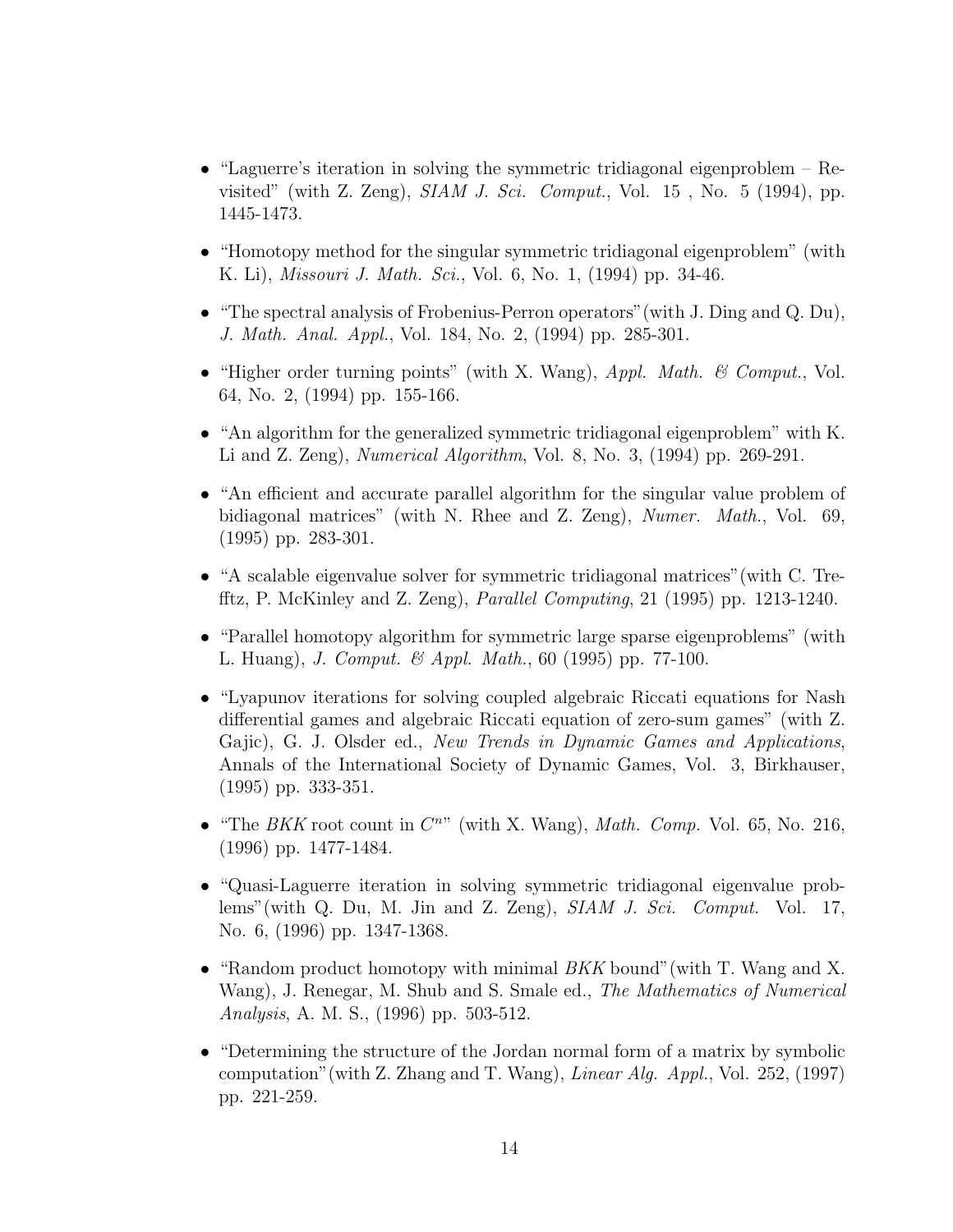- "Laguerre's iteration in solving the symmetric tridiagonal eigenproblem – Revisited" (with Z. Zeng), *SIAM J. Sci. Comput.*, Vol. 15 , No. 5 (1994), pp. 1445-1473.

- "Homotopy method for the singular symmetric tridiagonal eigenproblem" (with K. Li), *Missouri J. Math. Sci.*, Vol. 6, No. 1, (1994) pp. 34-46.

- "The spectral analysis of Frobenius-Perron operators"(with J. Ding and Q. Du), *J. Math. Anal. Appl.*, Vol. 184, No. 2, (1994) pp. 285-301.

- "Higher order turning points" (with X. Wang), *Appl. Math. & Comput.*, Vol. 64, No. 2, (1994) pp. 155-166.

- "An algorithm for the generalized symmetric tridiagonal eigenproblem" with K. Li and Z. Zeng), *Numerical Algorithm*, Vol. 8, No. 3, (1994) pp. 269-291.

- "An efficient and accurate parallel algorithm for the singular value problem of bidiagonal matrices" (with N. Rhee and Z. Zeng), *Numer. Math.*, Vol. 69, (1995) pp. 283-301.

- "A scalable eigenvalue solver for symmetric tridiagonal matrices"(with C. Trefftz, P. McKinley and Z. Zeng), *Parallel Computing*, 21 (1995) pp. 1213-1240.

- "Parallel homotopy algorithm for symmetric large sparse eigenproblems" (with L. Huang), *J. Comput. & Appl. Math.*, 60 (1995) pp. 77-100.

- "Lyapunov iterations for solving coupled algebraic Riccati equations for Nash differential games and algebraic Riccati equation of zero-sum games" (with Z. Gajic), G. J. Olsder ed., *New Trends in Dynamic Games and Applications*, Annals of the International Society of Dynamic Games, Vol. 3, Birkhauser, (1995) pp. 333-351.

- "The *BKK* root count in $C^n$" (with X. Wang), *Math. Comp.* Vol. 65, No. 216, (1996) pp. 1477-1484.

- "Quasi-Laguerre iteration in solving symmetric tridiagonal eigenvalue problems"(with Q. Du, M. Jin and Z. Zeng), *SIAM J. Sci. Comput.* Vol. 17, No. 6, (1996) pp. 1347-1368.

- "Random product homotopy with minimal *BKK* bound"(with T. Wang and X. Wang), J. Renegar, M. Shub and S. Smale ed., *The Mathematics of Numerical Analysis*, A. M. S., (1996) pp. 503-512.

- "Determining the structure of the Jordan normal form of a matrix by symbolic computation"(with Z. Zhang and T. Wang), *Linear Alg. Appl.*, Vol. 252, (1997) pp. 221-259.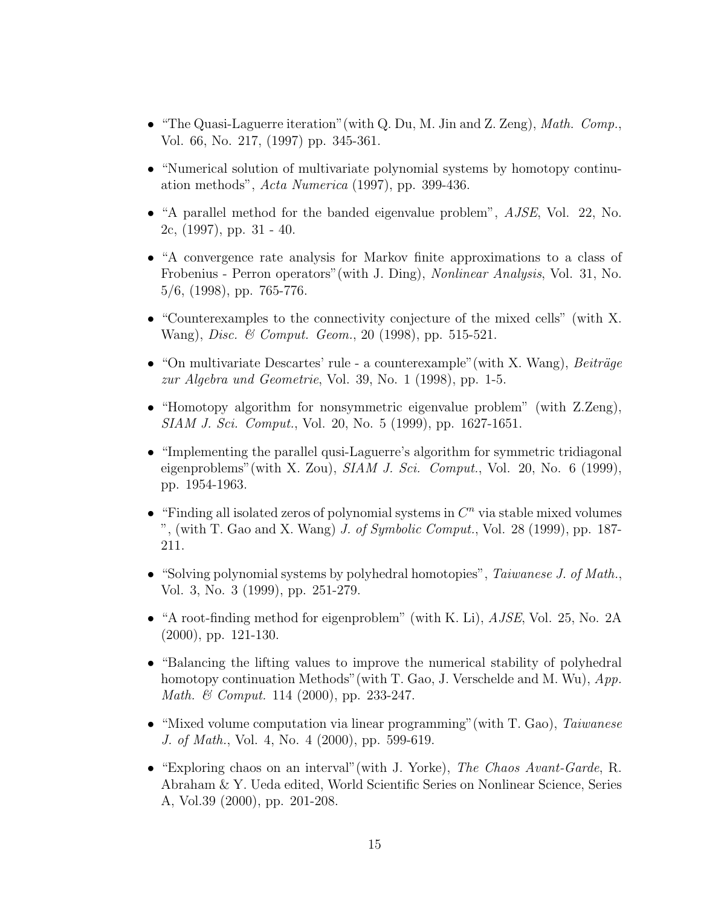- "The Quasi-Laguerre iteration"(with Q. Du, M. Jin and Z. Zeng), *Math. Comp.*, Vol. 66, No. 217, (1997) pp. 345-361.

- "Numerical solution of multivariate polynomial systems by homotopy continuation methods", *Acta Numerica* (1997), pp. 399-436.

- "A parallel method for the banded eigenvalue problem", *AJSE*, Vol. 22, No. 2c, (1997), pp. 31 - 40.

- "A convergence rate analysis for Markov finite approximations to a class of Frobenius - Perron operators"(with J. Ding), *Nonlinear Analysis*, Vol. 31, No. 5/6, (1998), pp. 765-776.

- "Counterexamples to the connectivity conjecture of the mixed cells" (with X. Wang), *Disc. & Comput. Geom.*, 20 (1998), pp. 515-521.

- "On multivariate Descartes' rule - a counterexample"(with X. Wang), *Beiträge zur Algebra und Geometrie*, Vol. 39, No. 1 (1998), pp. 1-5.

- "Homotopy algorithm for nonsymmetric eigenvalue problem" (with Z.Zeng), *SIAM J. Sci. Comput.*, Vol. 20, No. 5 (1999), pp. 1627-1651.

- "Implementing the parallel qusi-Laguerre's algorithm for symmetric tridiagonal eigenproblems"(with X. Zou), *SIAM J. Sci. Comput.*, Vol. 20, No. 6 (1999), pp. 1954-1963.

- "Finding all isolated zeros of polynomial systems in $C^n$ via stable mixed volumes ", (with T. Gao and X. Wang) *J. of Symbolic Comput.*, Vol. 28 (1999), pp. 187-211.

- "Solving polynomial systems by polyhedral homotopies", *Taiwanese J. of Math.*, Vol. 3, No. 3 (1999), pp. 251-279.

- "A root-finding method for eigenproblem" (with K. Li), *AJSE*, Vol. 25, No. 2A (2000), pp. 121-130.

- "Balancing the lifting values to improve the numerical stability of polyhedral homotopy continuation Methods"(with T. Gao, J. Verschelde and M. Wu), *App. Math. & Comput.* 114 (2000), pp. 233-247.

- "Mixed volume computation via linear programming"(with T. Gao), *Taiwanese J. of Math.*, Vol. 4, No. 4 (2000), pp. 599-619.

- "Exploring chaos on an interval"(with J. Yorke), *The Chaos Avant-Garde*, R. Abraham & Y. Ueda edited, World Scientific Series on Nonlinear Science, Series A, Vol.39 (2000), pp. 201-208.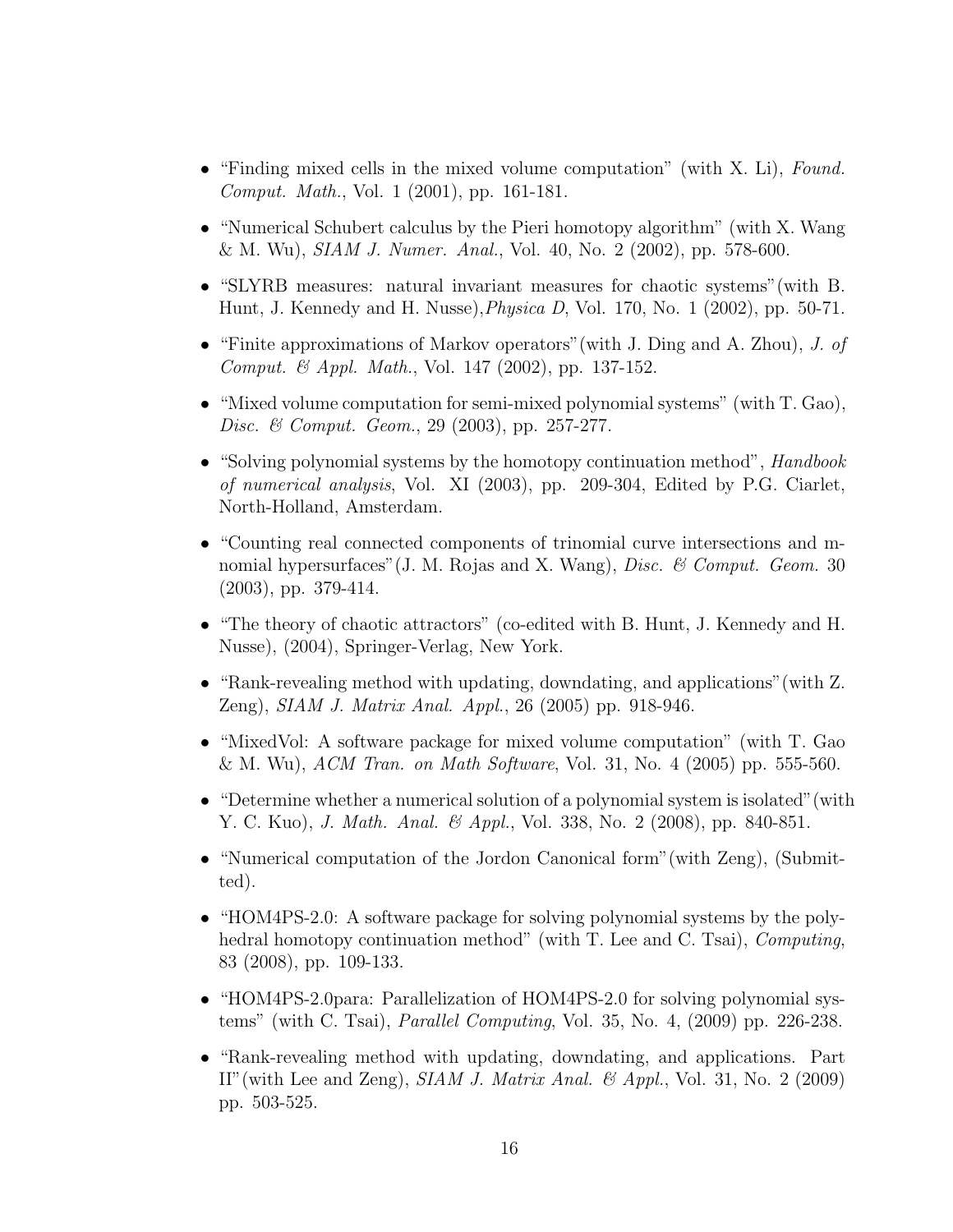- "Finding mixed cells in the mixed volume computation" (with X. Li), *Found. Comput. Math.*, Vol. 1 (2001), pp. 161-181.

- "Numerical Schubert calculus by the Pieri homotopy algorithm" (with X. Wang & M. Wu), *SIAM J. Numer. Anal.*, Vol. 40, No. 2 (2002), pp. 578-600.

- "SLYRB measures: natural invariant measures for chaotic systems"(with B. Hunt, J. Kennedy and H. Nusse),*Physica D*, Vol. 170, No. 1 (2002), pp. 50-71.

- "Finite approximations of Markov operators"(with J. Ding and A. Zhou), *J. of Comput. & Appl. Math.*, Vol. 147 (2002), pp. 137-152.

- "Mixed volume computation for semi-mixed polynomial systems" (with T. Gao), *Disc. & Comput. Geom.*, 29 (2003), pp. 257-277.

- "Solving polynomial systems by the homotopy continuation method", *Handbook of numerical analysis*, Vol. XI (2003), pp. 209-304, Edited by P.G. Ciarlet, North-Holland, Amsterdam.

- "Counting real connected components of trinomial curve intersections and m-nomial hypersurfaces"(J. M. Rojas and X. Wang), *Disc. & Comput. Geom.* 30 (2003), pp. 379-414.

- "The theory of chaotic attractors" (co-edited with B. Hunt, J. Kennedy and H. Nusse), (2004), Springer-Verlag, New York.

- "Rank-revealing method with updating, downdating, and applications"(with Z. Zeng), *SIAM J. Matrix Anal. Appl.*, 26 (2005) pp. 918-946.

- "MixedVol: A software package for mixed volume computation" (with T. Gao & M. Wu), *ACM Tran. on Math Software*, Vol. 31, No. 4 (2005) pp. 555-560.

- "Determine whether a numerical solution of a polynomial system is isolated"(with Y. C. Kuo), *J. Math. Anal. & Appl.*, Vol. 338, No. 2 (2008), pp. 840-851.

- "Numerical computation of the Jordon Canonical form"(with Zeng), (Submitted).

- "HOM4PS-2.0: A software package for solving polynomial systems by the polyhedral homotopy continuation method" (with T. Lee and C. Tsai), *Computing*, 83 (2008), pp. 109-133.

- "HOM4PS-2.0para: Parallelization of HOM4PS-2.0 for solving polynomial systems" (with C. Tsai), *Parallel Computing*, Vol. 35, No. 4, (2009) pp. 226-238.

- "Rank-revealing method with updating, downdating, and applications. Part II"(with Lee and Zeng), *SIAM J. Matrix Anal. & Appl.*, Vol. 31, No. 2 (2009) pp. 503-525.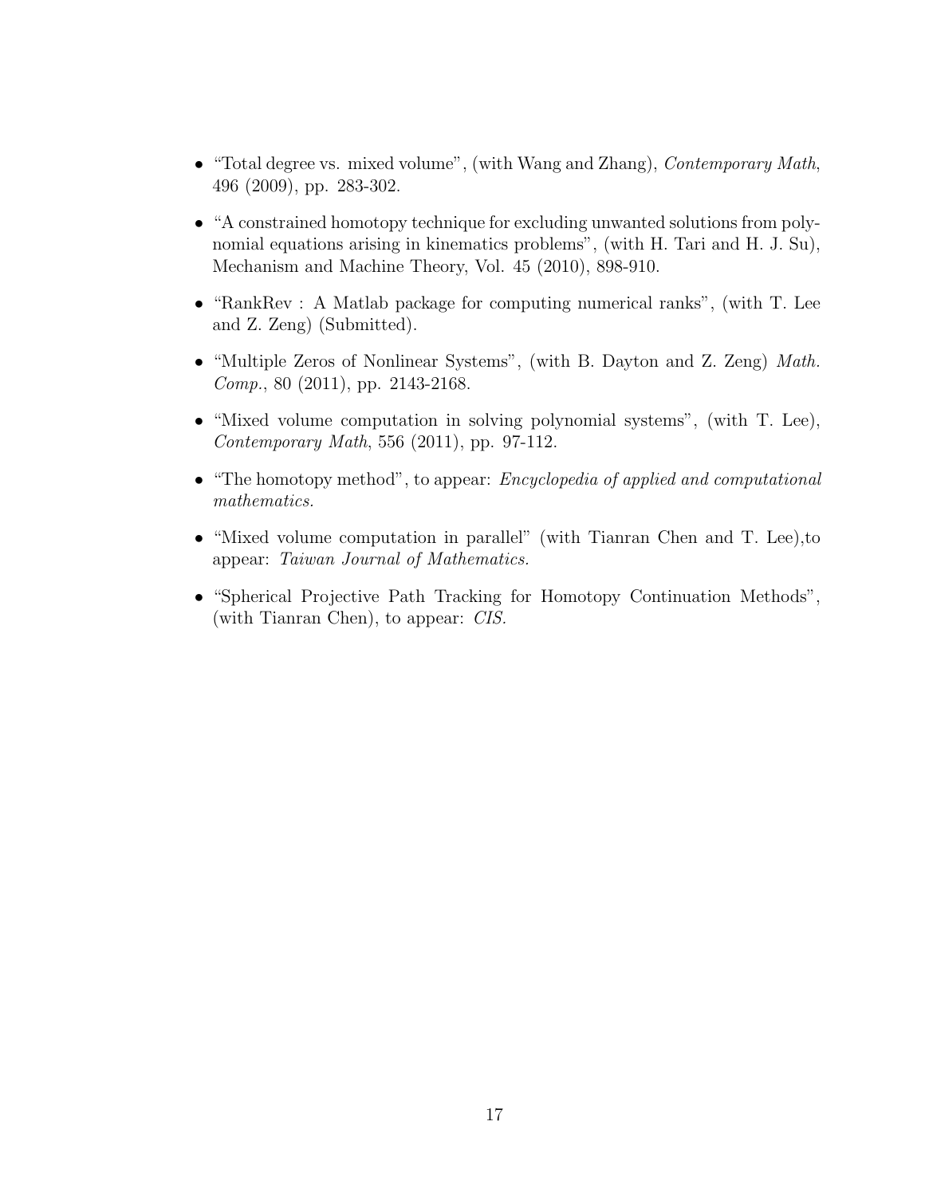- "Total degree vs. mixed volume", (with Wang and Zhang), *Contemporary Math*, 496 (2009), pp. 283-302.
- "A constrained homotopy technique for excluding unwanted solutions from polynomial equations arising in kinematics problems", (with H. Tari and H. J. Su), Mechanism and Machine Theory, Vol. 45 (2010), 898-910.
- "RankRev : A Matlab package for computing numerical ranks", (with T. Lee and Z. Zeng) (Submitted).
- "Multiple Zeros of Nonlinear Systems", (with B. Dayton and Z. Zeng) *Math. Comp.*, 80 (2011), pp. 2143-2168.
- "Mixed volume computation in solving polynomial systems", (with T. Lee), *Contemporary Math*, 556 (2011), pp. 97-112.
- "The homotopy method", to appear: *Encyclopedia of applied and computational mathematics.*
- "Mixed volume computation in parallel" (with Tianran Chen and T. Lee),to appear: *Taiwan Journal of Mathematics.*
- "Spherical Projective Path Tracking for Homotopy Continuation Methods", (with Tianran Chen), to appear: *CIS.*